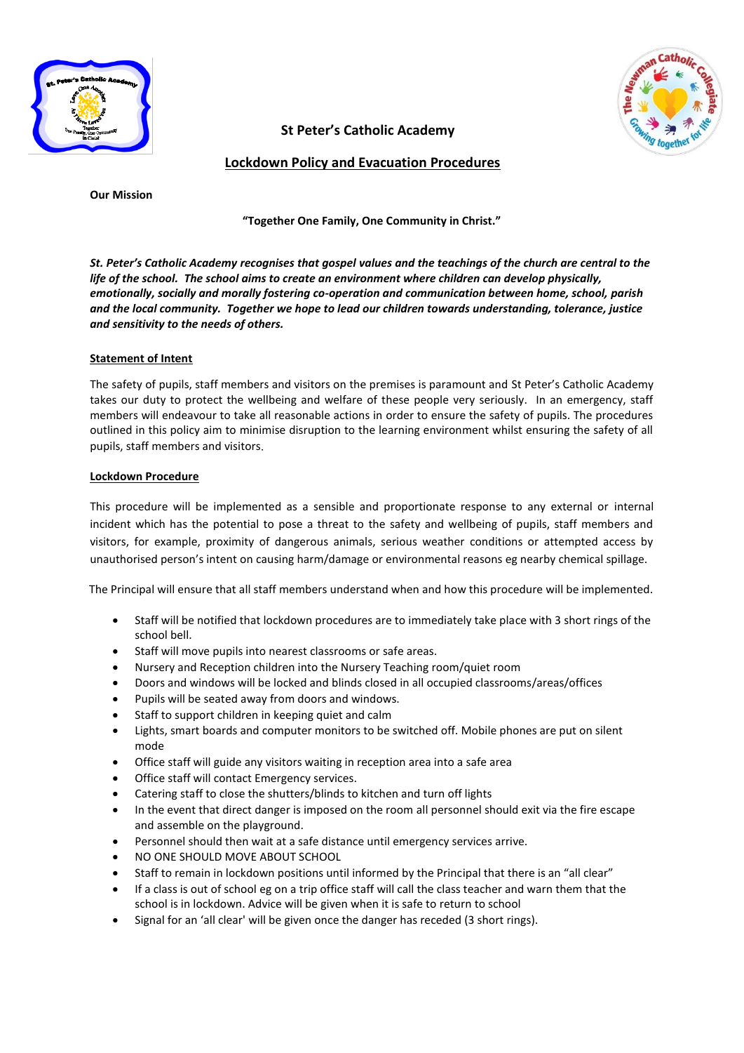# St Peter's Catholic Academy

## Lockdown Policy and Evacuation Procedures

**Our Mission**

**"Together One Family, One Community in Christ."**

***St. Peter's Catholic Academy recognises that gospel values and the teachings of the church are central to the life of the school. The school aims to create an environment where children can develop physically, emotionally, socially and morally fostering co-operation and communication between home, school, parish and the local community. Together we hope to lead our children towards understanding, tolerance, justice and sensitivity to the needs of others.***

### Statement of Intent

The safety of pupils, staff members and visitors on the premises is paramount and St Peter's Catholic Academy takes our duty to protect the wellbeing and welfare of these people very seriously. In an emergency, staff members will endeavour to take all reasonable actions in order to ensure the safety of pupils. The procedures outlined in this policy aim to minimise disruption to the learning environment whilst ensuring the safety of all pupils, staff members and visitors.

### Lockdown Procedure

This procedure will be implemented as a sensible and proportionate response to any external or internal incident which has the potential to pose a threat to the safety and wellbeing of pupils, staff members and visitors, for example, proximity of dangerous animals, serious weather conditions or attempted access by unauthorised person's intent on causing harm/damage or environmental reasons eg nearby chemical spillage.

The Principal will ensure that all staff members understand when and how this procedure will be implemented.

- Staff will be notified that lockdown procedures are to immediately take place with 3 short rings of the school bell.
- Staff will move pupils into nearest classrooms or safe areas.
- Nursery and Reception children into the Nursery Teaching room/quiet room
- Doors and windows will be locked and blinds closed in all occupied classrooms/areas/offices
- Pupils will be seated away from doors and windows.
- Staff to support children in keeping quiet and calm
- Lights, smart boards and computer monitors to be switched off. Mobile phones are put on silent mode
- Office staff will guide any visitors waiting in reception area into a safe area
- Office staff will contact Emergency services.
- Catering staff to close the shutters/blinds to kitchen and turn off lights
- In the event that direct danger is imposed on the room all personnel should exit via the fire escape and assemble on the playground.
- Personnel should then wait at a safe distance until emergency services arrive.
- NO ONE SHOULD MOVE ABOUT SCHOOL
- Staff to remain in lockdown positions until informed by the Principal that there is an "all clear"
- If a class is out of school eg on a trip office staff will call the class teacher and warn them that the school is in lockdown. Advice will be given when it is safe to return to school
- Signal for an 'all clear' will be given once the danger has receded (3 short rings).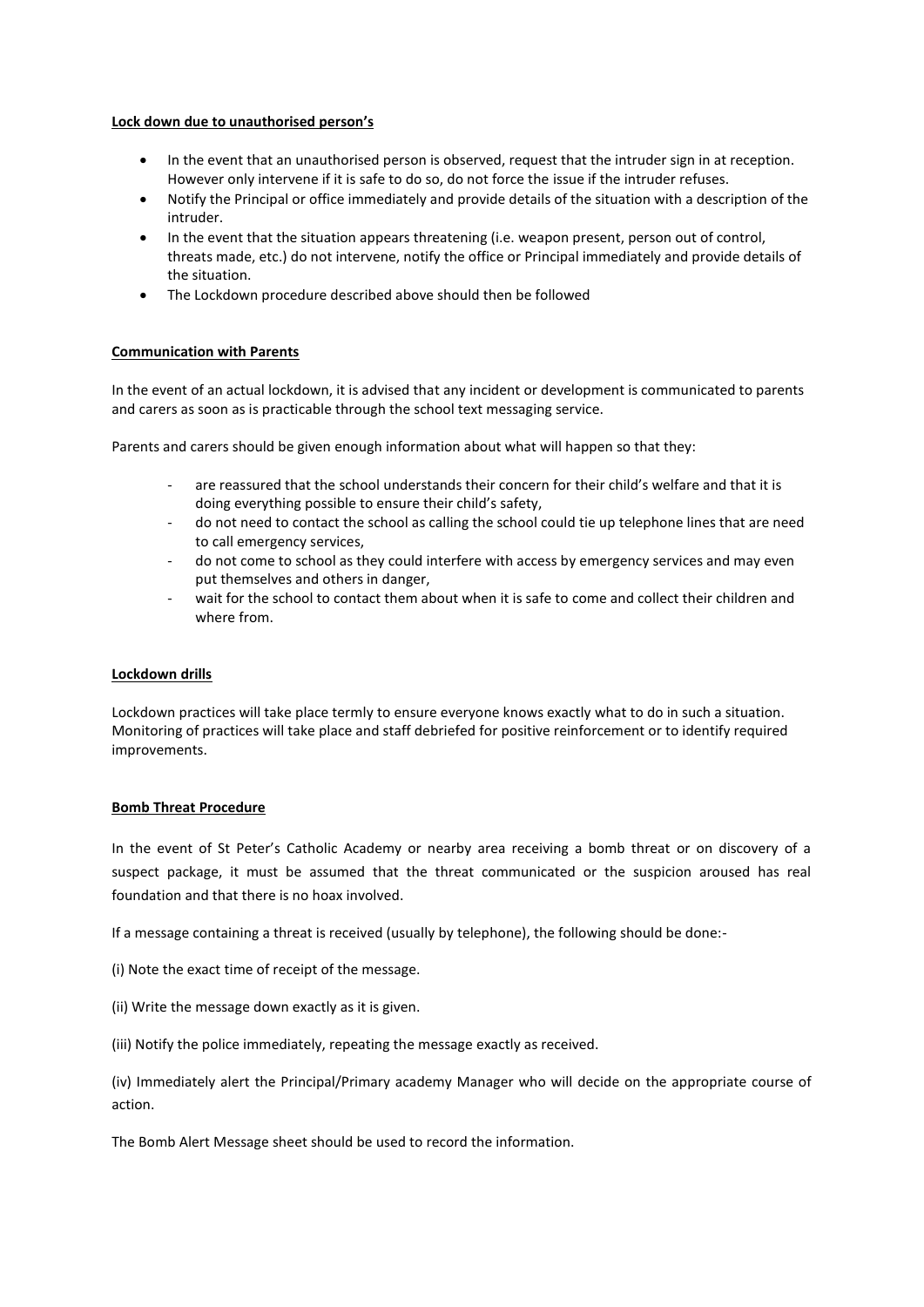**Lock down due to unauthorised person's**

- In the event that an unauthorised person is observed, request that the intruder sign in at reception. However only intervene if it is safe to do so, do not force the issue if the intruder refuses.
- Notify the Principal or office immediately and provide details of the situation with a description of the intruder.
- In the event that the situation appears threatening (i.e. weapon present, person out of control, threats made, etc.) do not intervene, notify the office or Principal immediately and provide details of the situation.
- The Lockdown procedure described above should then be followed

**Communication with Parents**

In the event of an actual lockdown, it is advised that any incident or development is communicated to parents and carers as soon as is practicable through the school text messaging service.

Parents and carers should be given enough information about what will happen so that they:

- are reassured that the school understands their concern for their child's welfare and that it is doing everything possible to ensure their child's safety,
- do not need to contact the school as calling the school could tie up telephone lines that are need to call emergency services,
- do not come to school as they could interfere with access by emergency services and may even put themselves and others in danger,
- wait for the school to contact them about when it is safe to come and collect their children and where from.

**Lockdown drills**

Lockdown practices will take place termly to ensure everyone knows exactly what to do in such a situation. Monitoring of practices will take place and staff debriefed for positive reinforcement or to identify required improvements.

**Bomb Threat Procedure**

In the event of St Peter's Catholic Academy or nearby area receiving a bomb threat or on discovery of a suspect package, it must be assumed that the threat communicated or the suspicion aroused has real foundation and that there is no hoax involved.

If a message containing a threat is received (usually by telephone), the following should be done:-

(i) Note the exact time of receipt of the message.

(ii) Write the message down exactly as it is given.

(iii) Notify the police immediately, repeating the message exactly as received.

(iv) Immediately alert the Principal/Primary academy Manager who will decide on the appropriate course of action.

The Bomb Alert Message sheet should be used to record the information.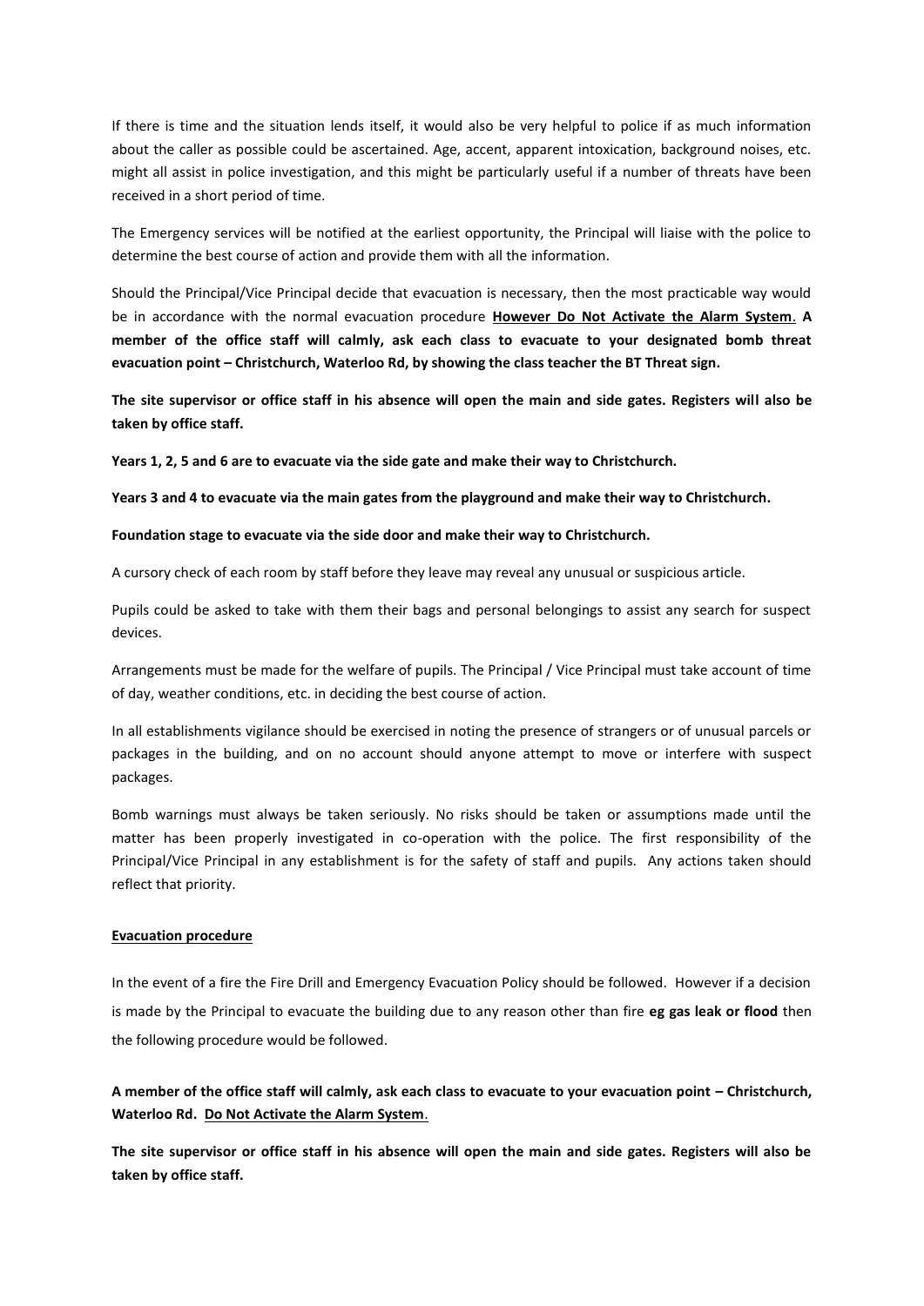If there is time and the situation lends itself, it would also be very helpful to police if as much information about the caller as possible could be ascertained. Age, accent, apparent intoxication, background noises, etc. might all assist in police investigation, and this might be particularly useful if a number of threats have been received in a short period of time.

The Emergency services will be notified at the earliest opportunity, the Principal will liaise with the police to determine the best course of action and provide them with all the information.

Should the Principal/Vice Principal decide that evacuation is necessary, then the most practicable way would be in accordance with the normal evacuation procedure **<u>However Do Not Activate the Alarm System</u>**. **A member of the office staff will calmly, ask each class to evacuate to your designated bomb threat evacuation point – Christchurch, Waterloo Rd, by showing the class teacher the BT Threat sign.**

**The site supervisor or office staff in his absence will open the main and side gates. Registers will also be taken by office staff.**

**Years 1, 2, 5 and 6 are to evacuate via the side gate and make their way to Christchurch.**

**Years 3 and 4 to evacuate via the main gates from the playground and make their way to Christchurch.**

**Foundation stage to evacuate via the side door and make their way to Christchurch.**

A cursory check of each room by staff before they leave may reveal any unusual or suspicious article.

Pupils could be asked to take with them their bags and personal belongings to assist any search for suspect devices.

Arrangements must be made for the welfare of pupils. The Principal / Vice Principal must take account of time of day, weather conditions, etc. in deciding the best course of action.

In all establishments vigilance should be exercised in noting the presence of strangers or of unusual parcels or packages in the building, and on no account should anyone attempt to move or interfere with suspect packages.

Bomb warnings must always be taken seriously. No risks should be taken or assumptions made until the matter has been properly investigated in co-operation with the police. The first responsibility of the Principal/Vice Principal in any establishment is for the safety of staff and pupils. Any actions taken should reflect that priority.

**<u>Evacuation procedure</u>**

In the event of a fire the Fire Drill and Emergency Evacuation Policy should be followed. However if a decision is made by the Principal to evacuate the building due to any reason other than fire **eg gas leak or flood** then the following procedure would be followed.

**A member of the office staff will calmly, ask each class to evacuate to your evacuation point – Christchurch, Waterloo Rd. <u>Do Not Activate the Alarm System</u>.**

**The site supervisor or office staff in his absence will open the main and side gates. Registers will also be taken by office staff.**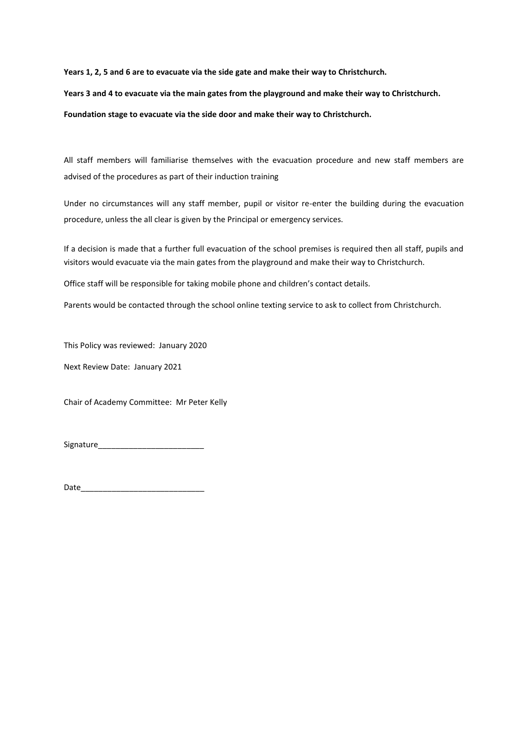**Years 1, 2, 5 and 6 are to evacuate via the side gate and make their way to Christchurch.**

**Years 3 and 4 to evacuate via the main gates from the playground and make their way to Christchurch.**

**Foundation stage to evacuate via the side door and make their way to Christchurch.**

All staff members will familiarise themselves with the evacuation procedure and new staff members are advised of the procedures as part of their induction training

Under no circumstances will any staff member, pupil or visitor re-enter the building during the evacuation procedure, unless the all clear is given by the Principal or emergency services.

If a decision is made that a further full evacuation of the school premises is required then all staff, pupils and visitors would evacuate via the main gates from the playground and make their way to Christchurch.

Office staff will be responsible for taking mobile phone and children's contact details.

Parents would be contacted through the school online texting service to ask to collect from Christchurch.

This Policy was reviewed: January 2020

Next Review Date: January 2021

Chair of Academy Committee: Mr Peter Kelly

Signature________________________

Date____________________________